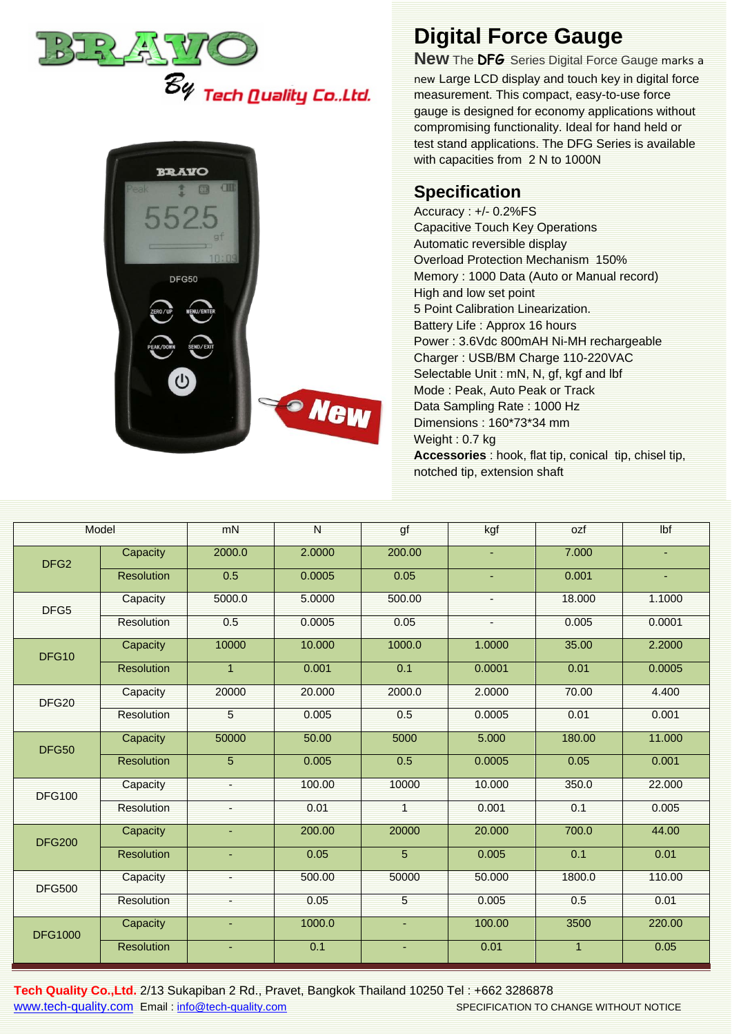BRAVO

By Tech Quality Co.,Ltd.

# Digital Force Gauge

**New** The **DFG** Series Digital Force Gauge marks a new Large LCD display and touch key in digital force measurement. This compact, easy-to-use force gauge is designed for economy applications without compromising functionality. Ideal for hand held or test stand applications. The DFG Series is available with capacities from 2 N to 1000N

## Specification

Accuracy : +/- 0.2%FS
Capacitive Touch Key Operations
Automatic reversible display
Overload Protection Mechanism 150%
Memory : 1000 Data (Auto or Manual record)
High and low set point
5 Point Calibration Linearization.
Battery Life : Approx 16 hours
Power : 3.6Vdc 800mAH Ni-MH rechargeable
Charger : USB/BM Charge 110-220VAC
Selectable Unit : mN, N, gf, kgf and lbf
Mode : Peak, Auto Peak or Track
Data Sampling Rate : 1000 Hz
Dimensions : 160*73*34 mm
Weight : 0.7 kg
**Accessories** : hook, flat tip, conical tip, chisel tip, notched tip, extension shaft

| Model | | mN | N | gf | kgf | ozf | lbf |
|---|---|---|---|---|---|---|---|
| DFG2 | Capacity | 2000.0 | 2.0000 | 200.00 | - | 7.000 | - |
| | Resolution | 0.5 | 0.0005 | 0.05 | - | 0.001 | - |
| DFG5 | Capacity | 5000.0 | 5.0000 | 500.00 | - | 18.000 | 1.1000 |
| | Resolution | 0.5 | 0.0005 | 0.05 | - | 0.005 | 0.0001 |
| DFG10 | Capacity | 10000 | 10.000 | 1000.0 | 1.0000 | 35.00 | 2.2000 |
| | Resolution | 1 | 0.001 | 0.1 | 0.0001 | 0.01 | 0.0005 |
| DFG20 | Capacity | 20000 | 20.000 | 2000.0 | 2.0000 | 70.00 | 4.400 |
| | Resolution | 5 | 0.005 | 0.5 | 0.0005 | 0.01 | 0.001 |
| DFG50 | Capacity | 50000 | 50.00 | 5000 | 5.000 | 180.00 | 11.000 |
| | Resolution | 5 | 0.005 | 0.5 | 0.0005 | 0.05 | 0.001 |
| DFG100 | Capacity | - | 100.00 | 10000 | 10.000 | 350.0 | 22.000 |
| | Resolution | - | 0.01 | 1 | 0.001 | 0.1 | 0.005 |
| DFG200 | Capacity | - | 200.00 | 20000 | 20.000 | 700.0 | 44.00 |
| | Resolution | - | 0.05 | 5 | 0.005 | 0.1 | 0.01 |
| DFG500 | Capacity | - | 500.00 | 50000 | 50.000 | 1800.0 | 110.00 |
| | Resolution | - | 0.05 | 5 | 0.005 | 0.5 | 0.01 |
| DFG1000 | Capacity | - | 1000.0 | - | 100.00 | 3500 | 220.00 |
| | Resolution | - | 0.1 | - | 0.01 | 1 | 0.05 |

**Tech Quality Co.,Ltd.** 2/13 Sukapiban 2 Rd., Pravet, Bangkok Thailand 10250 Tel : +662 3286878
www.tech-quality.com Email : info@tech-quality.com SPECIFICATION TO CHANGE WITHOUT NOTICE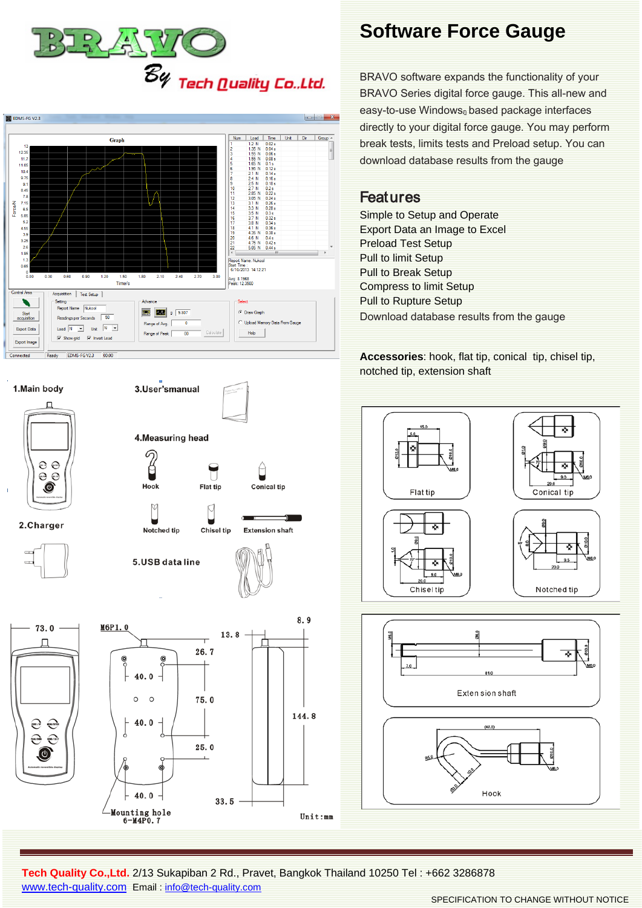# BRAVO

By Tech Quality Co.,Ltd.

## Software Force Gauge

BRAVO software expands the functionality of your BRAVO Series digital force gauge. This all-new and easy-to-use Windows based package interfaces directly to your digital force gauge. You may perform break tests, limits tests and Preload setup. You can download database results from the gauge

## Features

- Simple to Setup and Operate
- Export Data an Image to Excel
- Preload Test Setup
- Pull to limit Setup
- Pull to Break Setup
- Compress to limit Setup
- Pull to Rupture Setup
- Download database results from the gauge

**Accessories**: hook, flat tip, conical tip, chisel tip, notched tip, extension shaft

1.Main body

2.Charger

3.User'smanual

4.Measuring head

Hook

Flat tip

Conical tip

Notched tip

Chisel tip

Extension shaft

5.USB data line

Flat tip

Conical tip

Chisel tip

Notched tip

Exten sion shaft

Hook

73.0

M6P1.0

13.8

8.9

26.7

40.0

75.0

40.0

144.8

25.0

40.0

33.5

Mounting hole 6-M4P0.7

Unit:mm

---

**Tech Quality Co.,Ltd.** 2/13 Sukapiban 2 Rd., Pravet, Bangkok Thailand 10250 Tel : +662 3286878
www.tech-quality.com Email : info@tech-quality.com

SPECIFICATION TO CHANGE WITHOUT NOTICE